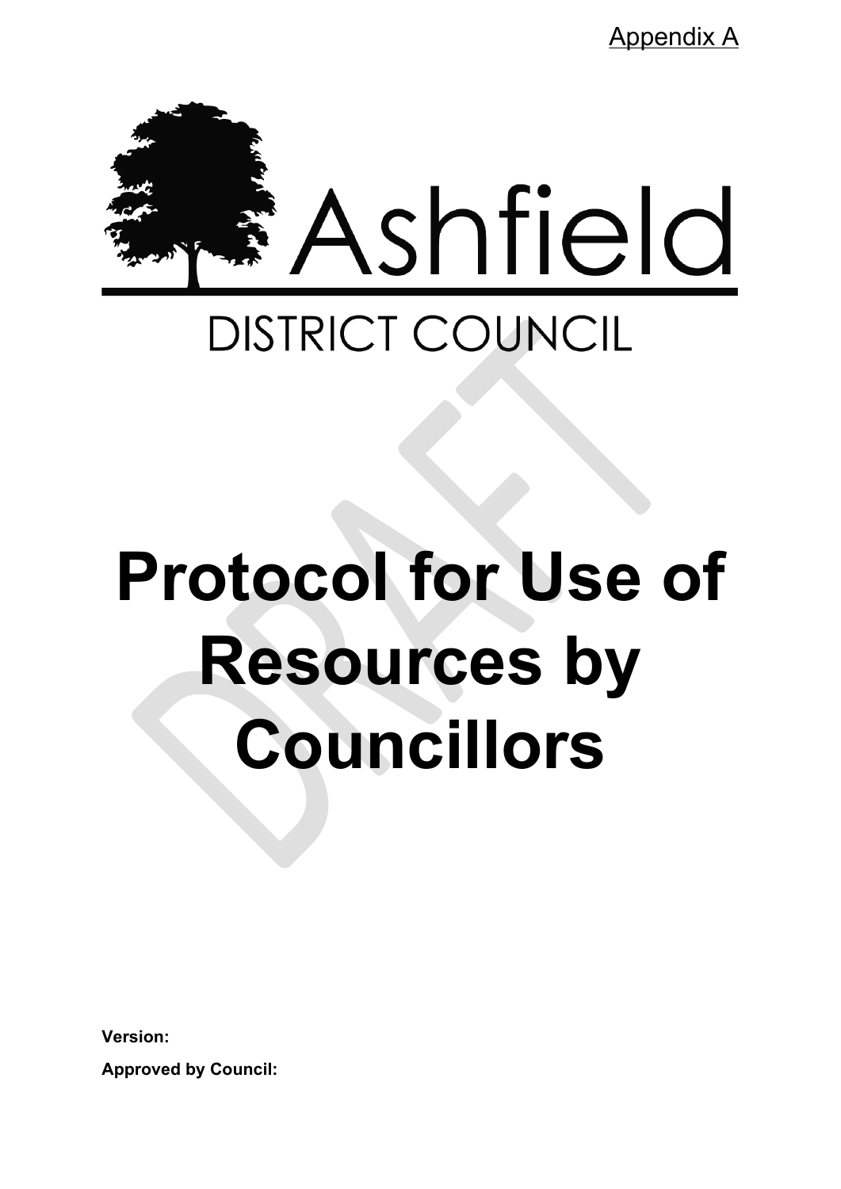Appendix A

Ashfield

DISTRICT COUNCIL

# Protocol for Use of Resources by Councillors

**Version:**

**Approved by Council:**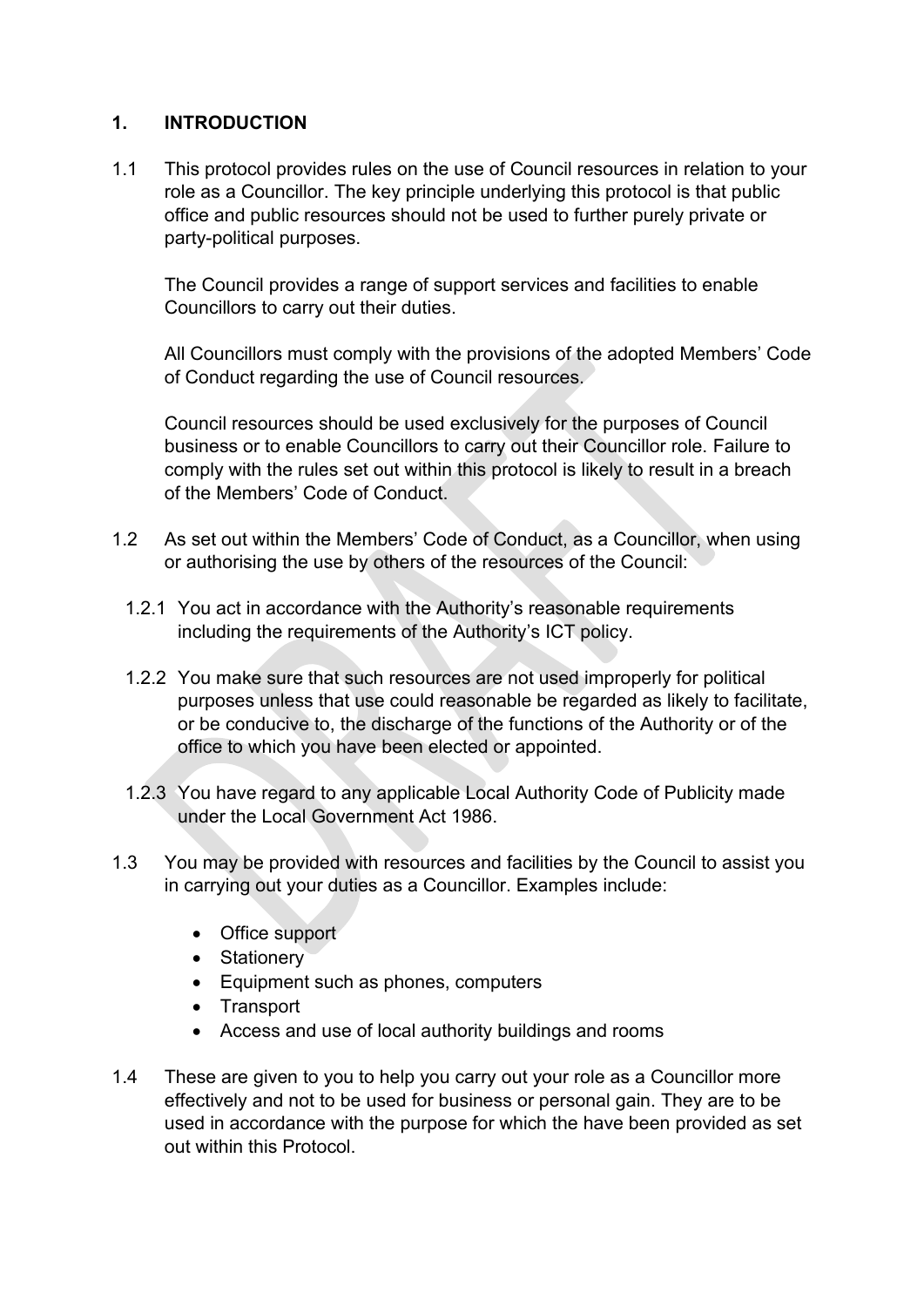## 1. INTRODUCTION

1.1 This protocol provides rules on the use of Council resources in relation to your role as a Councillor. The key principle underlying this protocol is that public office and public resources should not be used to further purely private or party-political purposes.

The Council provides a range of support services and facilities to enable Councillors to carry out their duties.

All Councillors must comply with the provisions of the adopted Members' Code of Conduct regarding the use of Council resources.

Council resources should be used exclusively for the purposes of Council business or to enable Councillors to carry out their Councillor role. Failure to comply with the rules set out within this protocol is likely to result in a breach of the Members' Code of Conduct.

1.2 As set out within the Members' Code of Conduct, as a Councillor, when using or authorising the use by others of the resources of the Council:

1.2.1 You act in accordance with the Authority's reasonable requirements including the requirements of the Authority's ICT policy.

1.2.2 You make sure that such resources are not used improperly for political purposes unless that use could reasonable be regarded as likely to facilitate, or be conducive to, the discharge of the functions of the Authority or of the office to which you have been elected or appointed.

1.2.3 You have regard to any applicable Local Authority Code of Publicity made under the Local Government Act 1986.

1.3 You may be provided with resources and facilities by the Council to assist you in carrying out your duties as a Councillor. Examples include:

- Office support
- Stationery
- Equipment such as phones, computers
- Transport
- Access and use of local authority buildings and rooms

1.4 These are given to you to help you carry out your role as a Councillor more effectively and not to be used for business or personal gain. They are to be used in accordance with the purpose for which the have been provided as set out within this Protocol.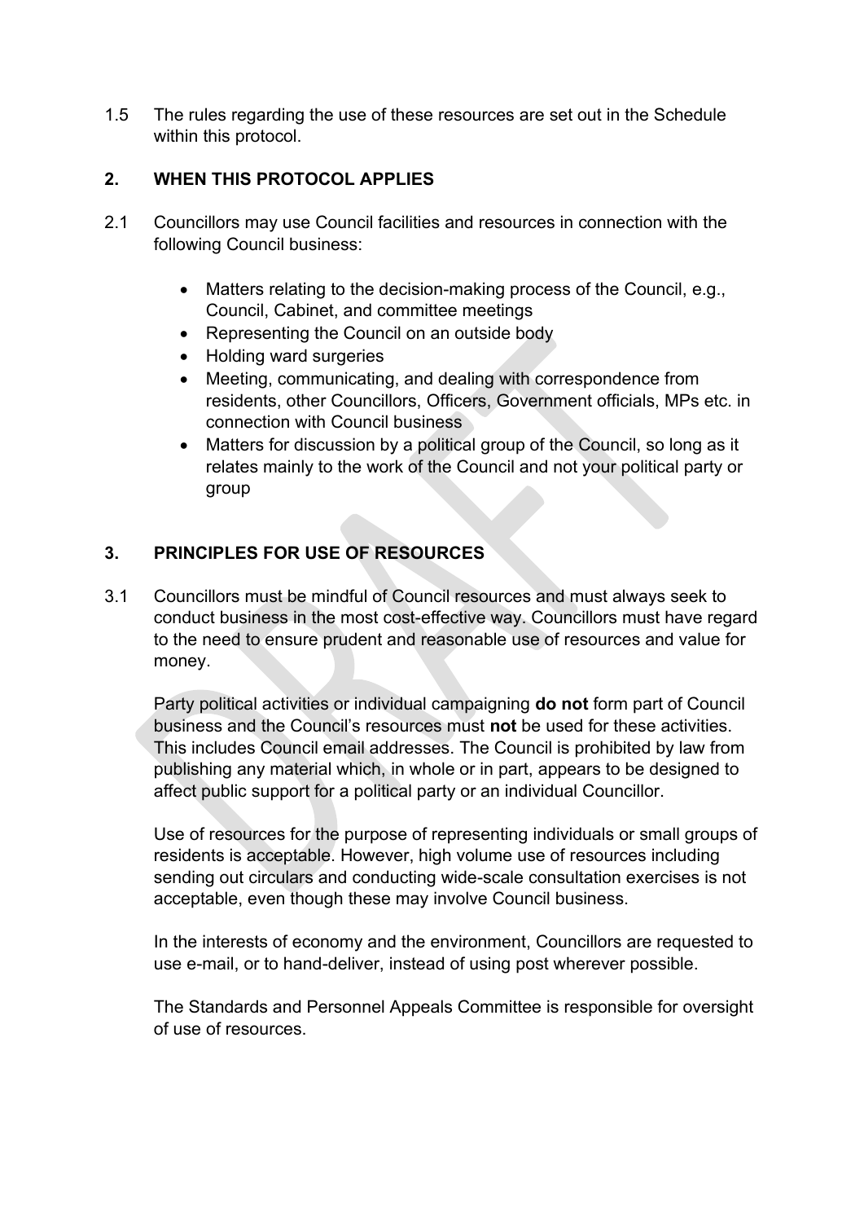1.5 The rules regarding the use of these resources are set out in the Schedule within this protocol.

## 2. WHEN THIS PROTOCOL APPLIES

2.1 Councillors may use Council facilities and resources in connection with the following Council business:

- Matters relating to the decision-making process of the Council, e.g., Council, Cabinet, and committee meetings
- Representing the Council on an outside body
- Holding ward surgeries
- Meeting, communicating, and dealing with correspondence from residents, other Councillors, Officers, Government officials, MPs etc. in connection with Council business
- Matters for discussion by a political group of the Council, so long as it relates mainly to the work of the Council and not your political party or group

## 3. PRINCIPLES FOR USE OF RESOURCES

3.1 Councillors must be mindful of Council resources and must always seek to conduct business in the most cost-effective way. Councillors must have regard to the need to ensure prudent and reasonable use of resources and value for money.

Party political activities or individual campaigning **do not** form part of Council business and the Council's resources must **not** be used for these activities. This includes Council email addresses. The Council is prohibited by law from publishing any material which, in whole or in part, appears to be designed to affect public support for a political party or an individual Councillor.

Use of resources for the purpose of representing individuals or small groups of residents is acceptable. However, high volume use of resources including sending out circulars and conducting wide-scale consultation exercises is not acceptable, even though these may involve Council business.

In the interests of economy and the environment, Councillors are requested to use e-mail, or to hand-deliver, instead of using post wherever possible.

The Standards and Personnel Appeals Committee is responsible for oversight of use of resources.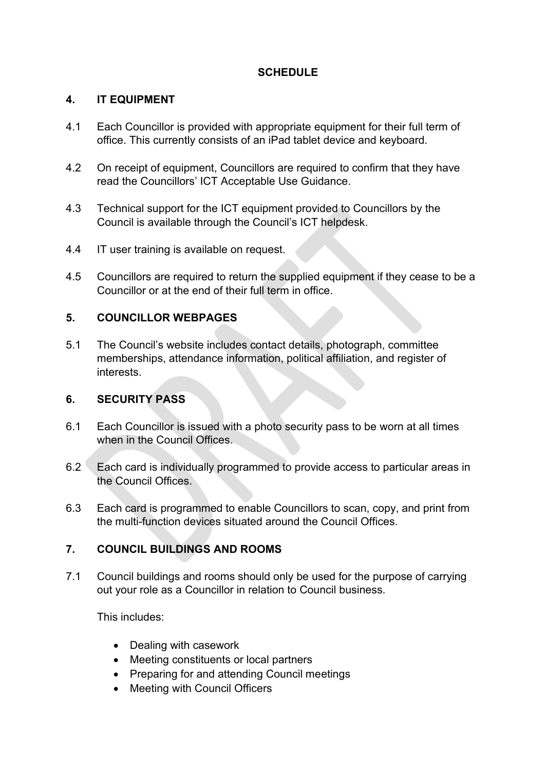**SCHEDULE**

## 4. IT EQUIPMENT

4.1 Each Councillor is provided with appropriate equipment for their full term of office. This currently consists of an iPad tablet device and keyboard.

4.2 On receipt of equipment, Councillors are required to confirm that they have read the Councillors' ICT Acceptable Use Guidance.

4.3 Technical support for the ICT equipment provided to Councillors by the Council is available through the Council's ICT helpdesk.

4.4 IT user training is available on request.

4.5 Councillors are required to return the supplied equipment if they cease to be a Councillor or at the end of their full term in office.

## 5. COUNCILLOR WEBPAGES

5.1 The Council's website includes contact details, photograph, committee memberships, attendance information, political affiliation, and register of interests.

## 6. SECURITY PASS

6.1 Each Councillor is issued with a photo security pass to be worn at all times when in the Council Offices.

6.2 Each card is individually programmed to provide access to particular areas in the Council Offices.

6.3 Each card is programmed to enable Councillors to scan, copy, and print from the multi-function devices situated around the Council Offices.

## 7. COUNCIL BUILDINGS AND ROOMS

7.1 Council buildings and rooms should only be used for the purpose of carrying out your role as a Councillor in relation to Council business.

This includes:

- Dealing with casework
- Meeting constituents or local partners
- Preparing for and attending Council meetings
- Meeting with Council Officers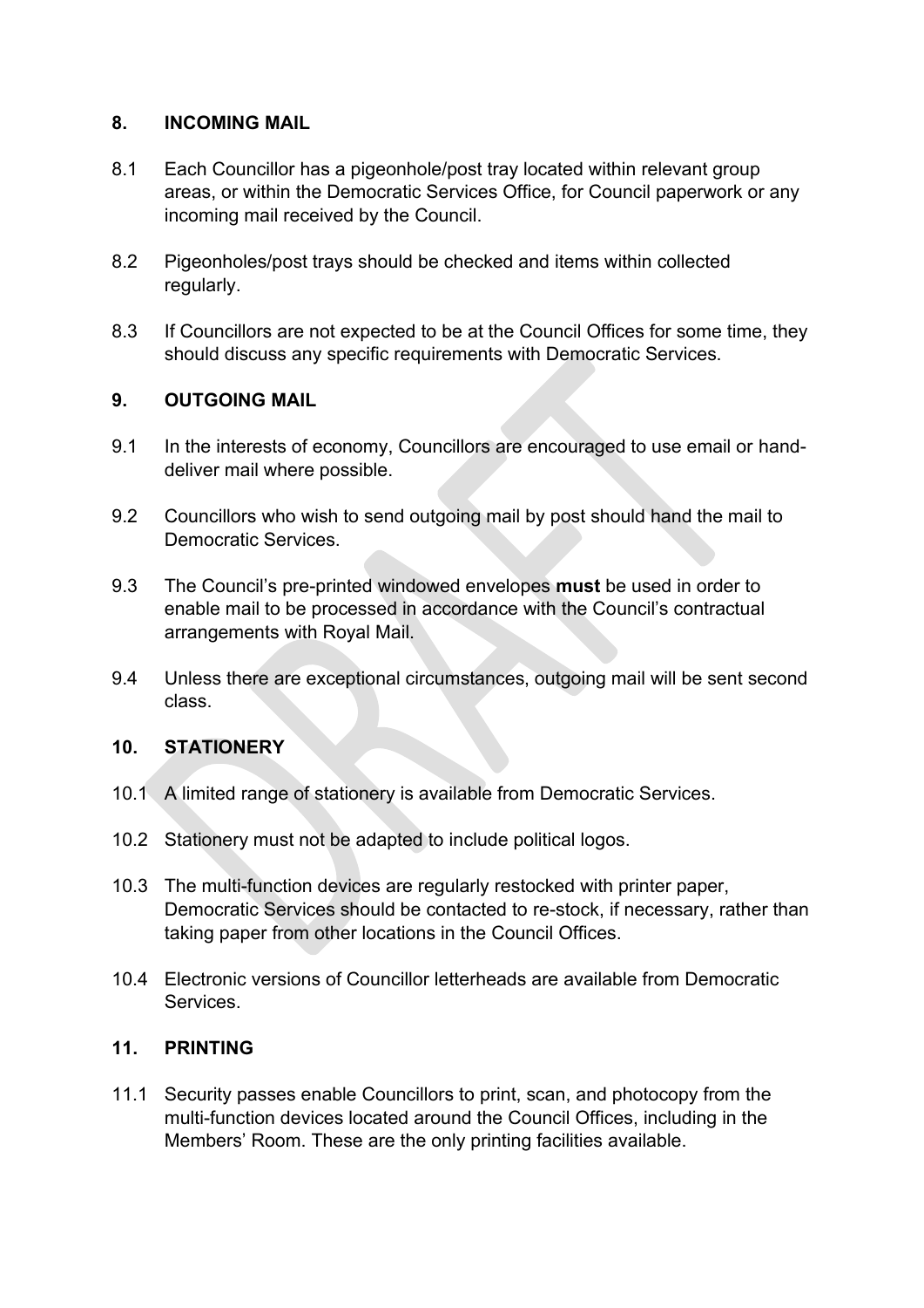## 8. INCOMING MAIL

8.1 Each Councillor has a pigeonhole/post tray located within relevant group areas, or within the Democratic Services Office, for Council paperwork or any incoming mail received by the Council.

8.2 Pigeonholes/post trays should be checked and items within collected regularly.

8.3 If Councillors are not expected to be at the Council Offices for some time, they should discuss any specific requirements with Democratic Services.

## 9. OUTGOING MAIL

9.1 In the interests of economy, Councillors are encouraged to use email or hand-deliver mail where possible.

9.2 Councillors who wish to send outgoing mail by post should hand the mail to Democratic Services.

9.3 The Council's pre-printed windowed envelopes **must** be used in order to enable mail to be processed in accordance with the Council's contractual arrangements with Royal Mail.

9.4 Unless there are exceptional circumstances, outgoing mail will be sent second class.

## 10. STATIONERY

10.1 A limited range of stationery is available from Democratic Services.

10.2 Stationery must not be adapted to include political logos.

10.3 The multi-function devices are regularly restocked with printer paper, Democratic Services should be contacted to re-stock, if necessary, rather than taking paper from other locations in the Council Offices.

10.4 Electronic versions of Councillor letterheads are available from Democratic Services.

## 11. PRINTING

11.1 Security passes enable Councillors to print, scan, and photocopy from the multi-function devices located around the Council Offices, including in the Members' Room. These are the only printing facilities available.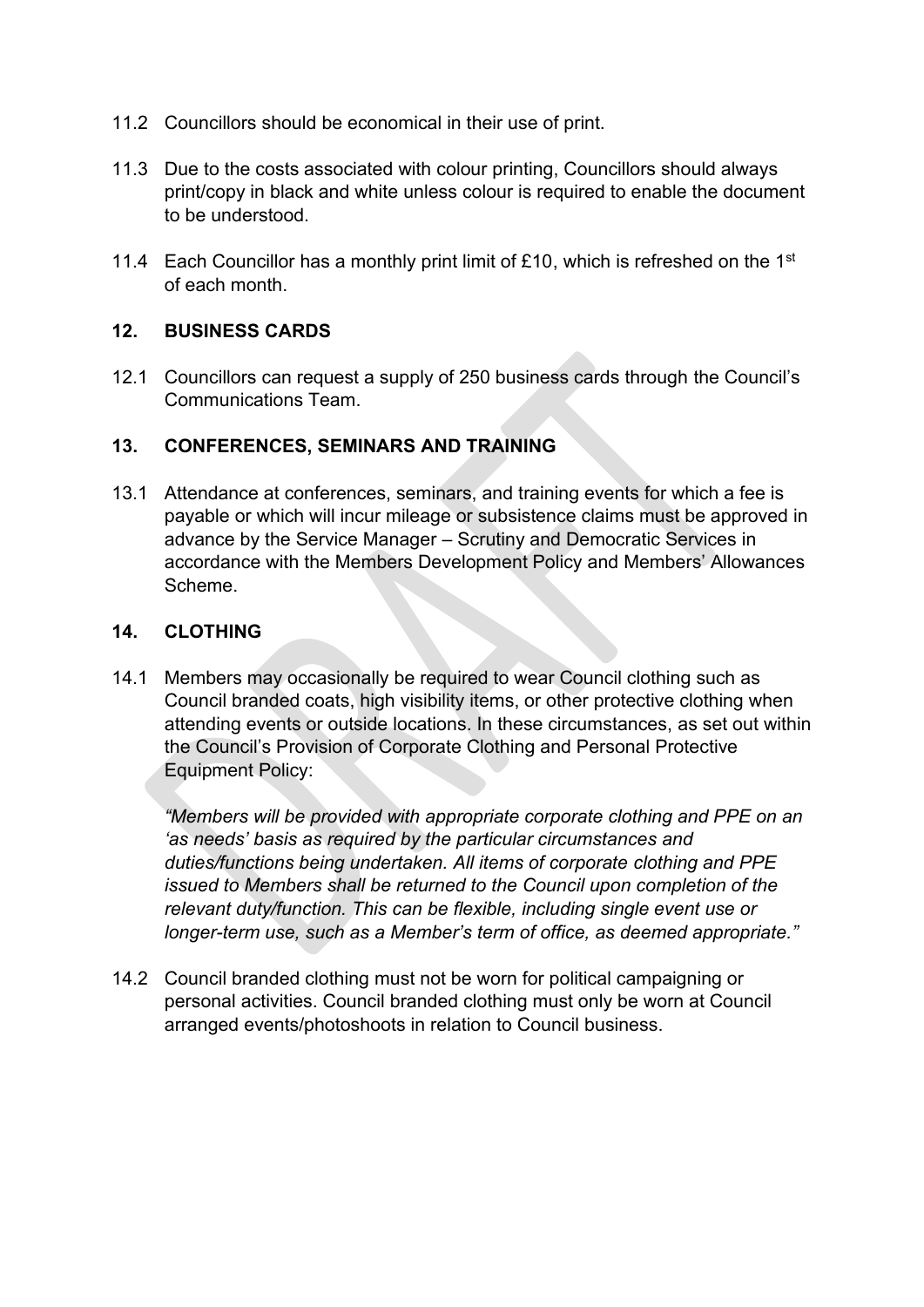11.2 Councillors should be economical in their use of print.

11.3 Due to the costs associated with colour printing, Councillors should always print/copy in black and white unless colour is required to enable the document to be understood.

11.4 Each Councillor has a monthly print limit of £10, which is refreshed on the 1st of each month.

## 12. BUSINESS CARDS

12.1 Councillors can request a supply of 250 business cards through the Council's Communications Team.

## 13. CONFERENCES, SEMINARS AND TRAINING

13.1 Attendance at conferences, seminars, and training events for which a fee is payable or which will incur mileage or subsistence claims must be approved in advance by the Service Manager – Scrutiny and Democratic Services in accordance with the Members Development Policy and Members' Allowances Scheme.

## 14. CLOTHING

14.1 Members may occasionally be required to wear Council clothing such as Council branded coats, high visibility items, or other protective clothing when attending events or outside locations. In these circumstances, as set out within the Council's Provision of Corporate Clothing and Personal Protective Equipment Policy:

*"Members will be provided with appropriate corporate clothing and PPE on an 'as needs' basis as required by the particular circumstances and duties/functions being undertaken. All items of corporate clothing and PPE issued to Members shall be returned to the Council upon completion of the relevant duty/function. This can be flexible, including single event use or longer-term use, such as a Member's term of office, as deemed appropriate."*

14.2 Council branded clothing must not be worn for political campaigning or personal activities. Council branded clothing must only be worn at Council arranged events/photoshoots in relation to Council business.